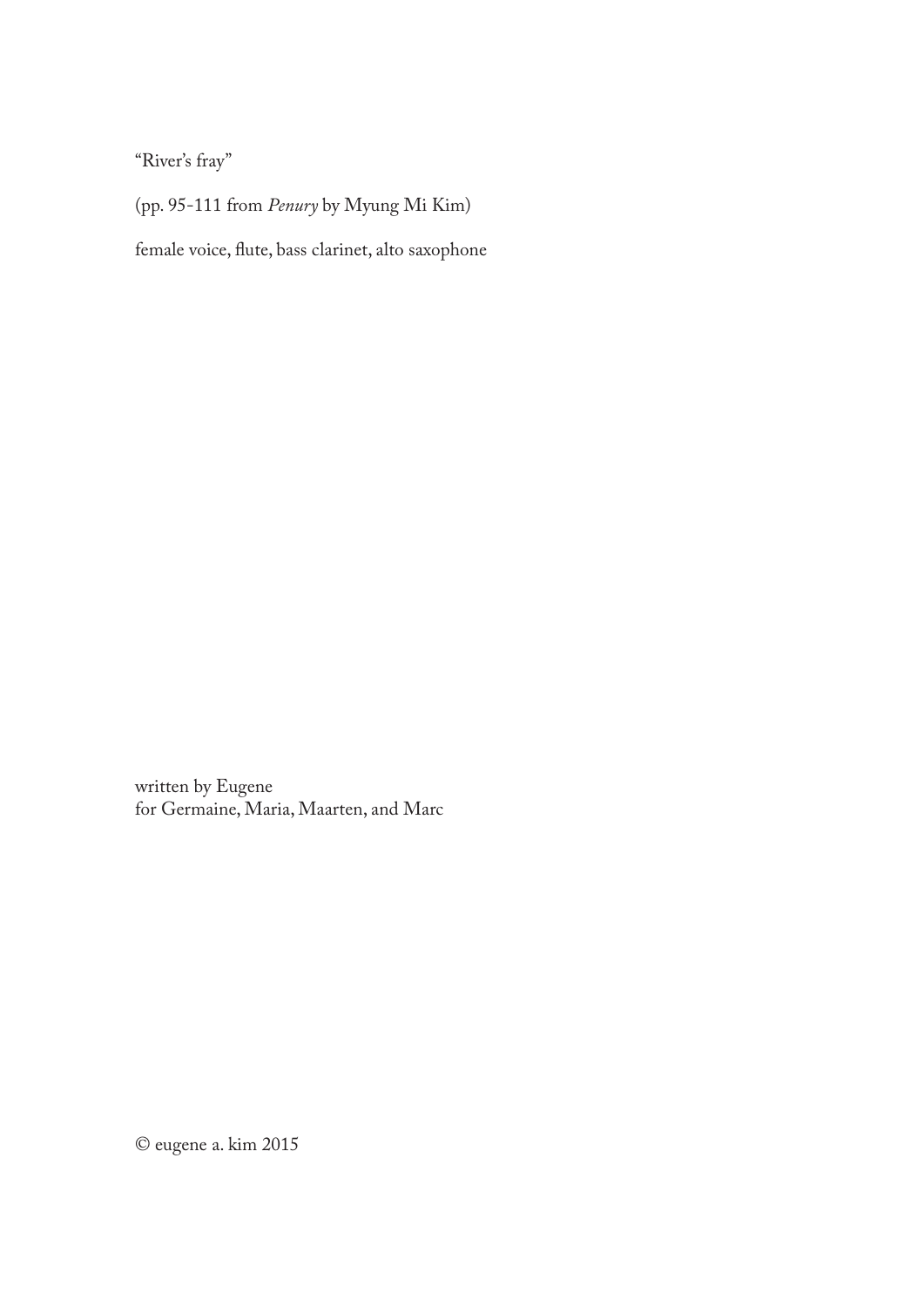"River's fray"

(pp. 95-111 from *Penury* by Myung Mi Kim)

female voice, flute, bass clarinet, alto saxophone

written by Eugene
for Germaine, Maria, Maarten, and Marc

© eugene a. kim 2015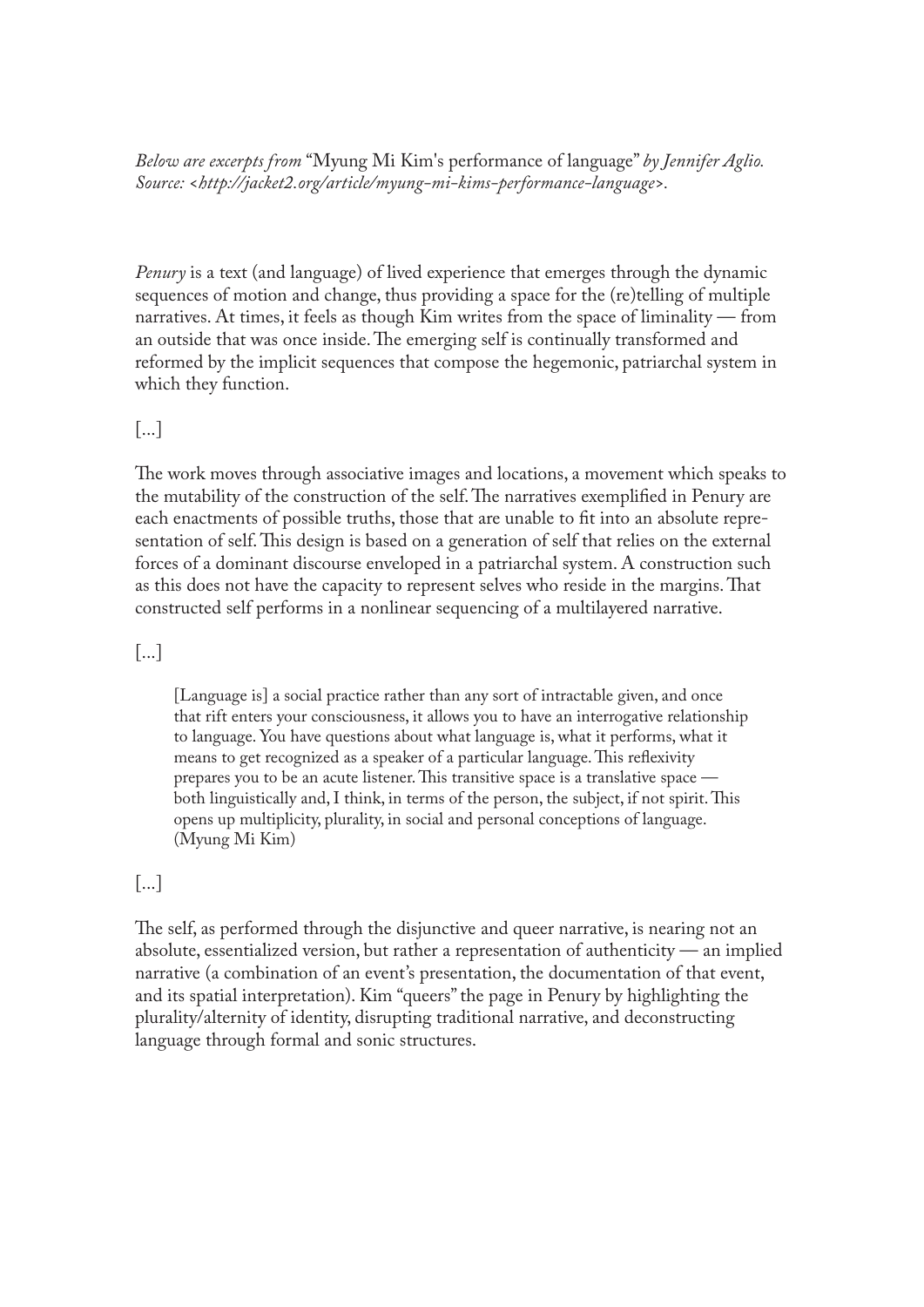*Below are excerpts from* "Myung Mi Kim's performance of language" *by Jennifer Aglio. Source: <http://jacket2.org/article/myung-mi-kims-performance-language>.*

*Penury* is a text (and language) of lived experience that emerges through the dynamic sequences of motion and change, thus providing a space for the (re)telling of multiple narratives. At times, it feels as though Kim writes from the space of liminality — from an outside that was once inside. The emerging self is continually transformed and reformed by the implicit sequences that compose the hegemonic, patriarchal system in which they function.

[...]

The work moves through associative images and locations, a movement which speaks to the mutability of the construction of the self. The narratives exemplified in Penury are each enactments of possible truths, those that are unable to fit into an absolute representation of self. This design is based on a generation of self that relies on the external forces of a dominant discourse enveloped in a patriarchal system. A construction such as this does not have the capacity to represent selves who reside in the margins. That constructed self performs in a nonlinear sequencing of a multilayered narrative.

[...]

> [Language is] a social practice rather than any sort of intractable given, and once that rift enters your consciousness, it allows you to have an interrogative relationship to language. You have questions about what language is, what it performs, what it means to get recognized as a speaker of a particular language. This reflexivity prepares you to be an acute listener. This transitive space is a translative space — both linguistically and, I think, in terms of the person, the subject, if not spirit. This opens up multiplicity, plurality, in social and personal conceptions of language. (Myung Mi Kim)

[...]

The self, as performed through the disjunctive and queer narrative, is nearing not an absolute, essentialized version, but rather a representation of authenticity — an implied narrative (a combination of an event's presentation, the documentation of that event, and its spatial interpretation). Kim "queers" the page in Penury by highlighting the plurality/alternity of identity, disrupting traditional narrative, and deconstructing language through formal and sonic structures.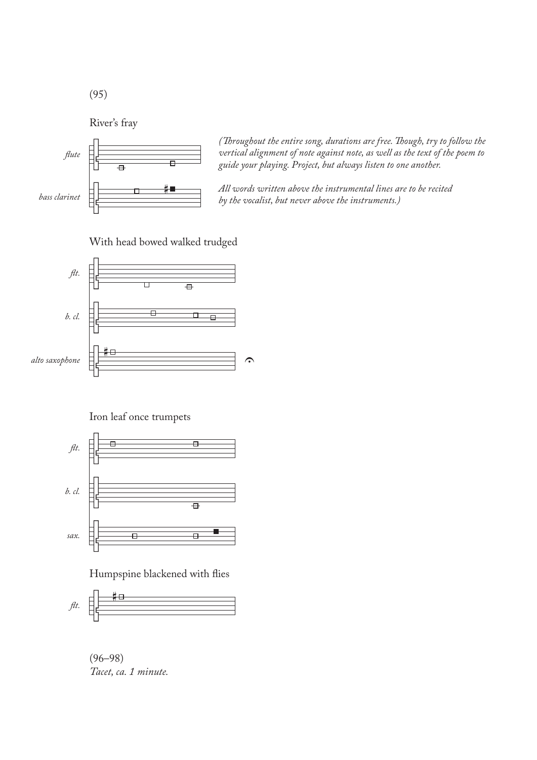(95)

River's fray

*flute*

*bass clarinet*

*(Though­out the entire song, durations are free. Though, try to follow the vertical alignment of note against note, as well as the text of the poem to guide your playing. Project, but always listen to one another.*

*All words written above the instrumental lines are to be recited by the vocalist, but never above the instruments.)*

With head bowed walked trudged

*flt.*

*b. cl.*

*alto saxophone*

Iron leaf once trumpets

*flt.*

*b. cl.*

*sax.*

Humpspine blackened with flies

*flt.*

(96–98)
*Tacet, ca. 1 minute.*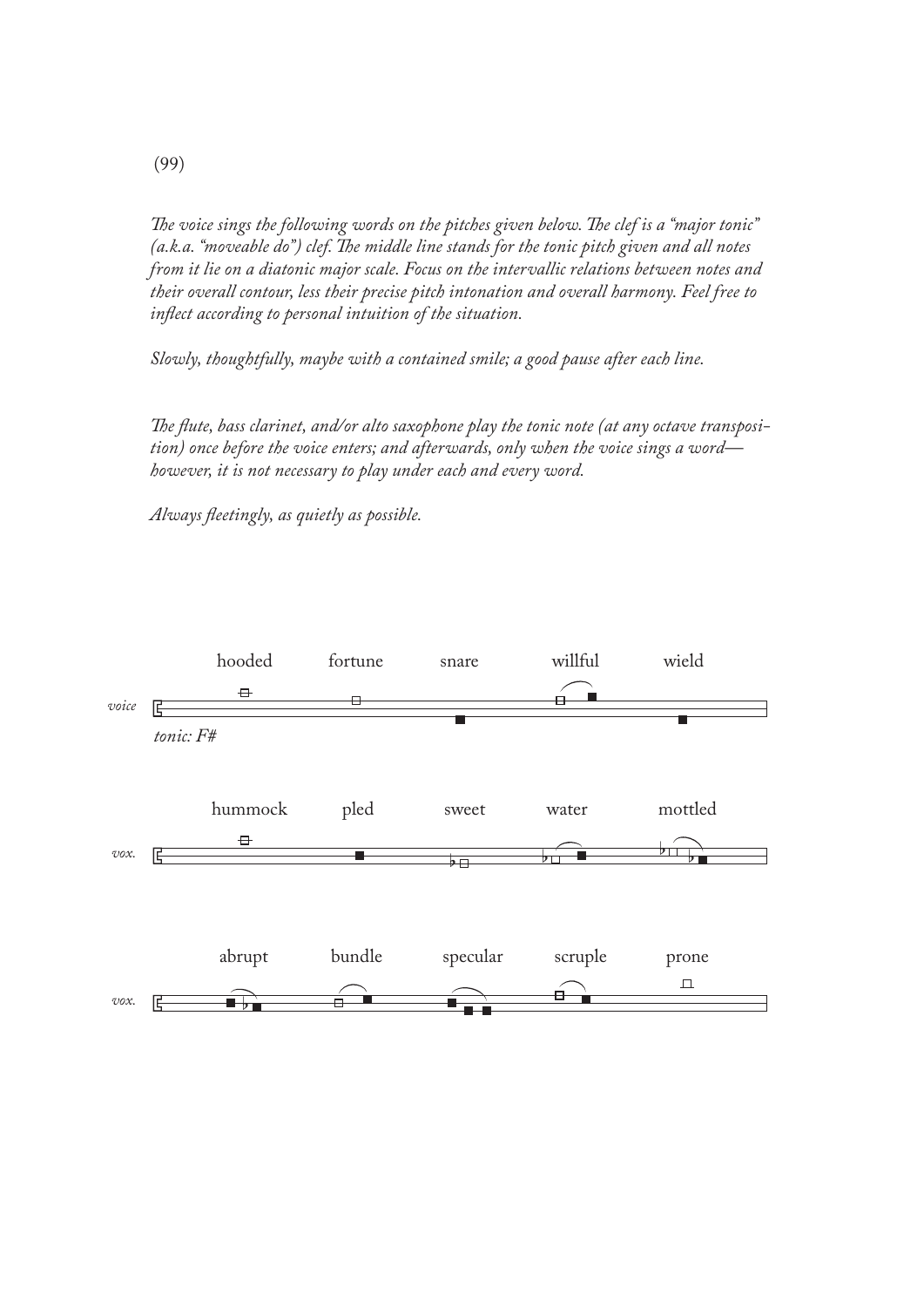(99)

*The voice sings the following words on the pitches given below. The clef is a "major tonic" (a.k.a. "moveable do") clef. The middle line stands for the tonic pitch given and all notes from it lie on a diatonic major scale. Focus on the intervallic relations between notes and their overall contour, less their precise pitch intonation and overall harmony. Feel free to inflect according to personal intuition of the situation.*

*Slowly, thoughtfully, maybe with a contained smile; a good pause after each line.*

*The flute, bass clarinet, and/or alto saxophone play the tonic note (at any octave transposition) once before the voice enters; and afterwards, only when the voice sings a word—however, it is not necessary to play under each and every word.*

*Always fleetingly, as quietly as possible.*

*voice* — *tonic: F#*

hooded fortune snare willful wield

*vox.*

hummock pled sweet water mottled

*vox.*

abrupt bundle specular scruple prone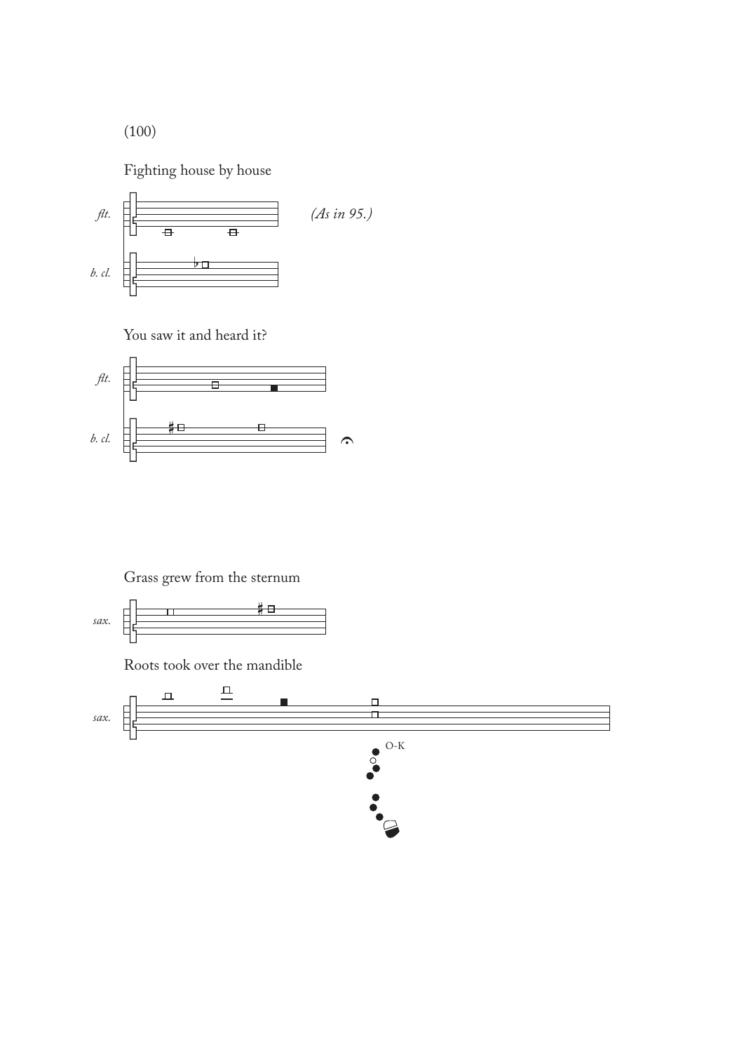(100)

Fighting house by house

*flt.*

*b. cl.*

*(As in 95.)*

You saw it and heard it?

*flt.*

*b. cl.*

Grass grew from the sternum

*sax.*

Roots took over the mandible

*sax.*

O-K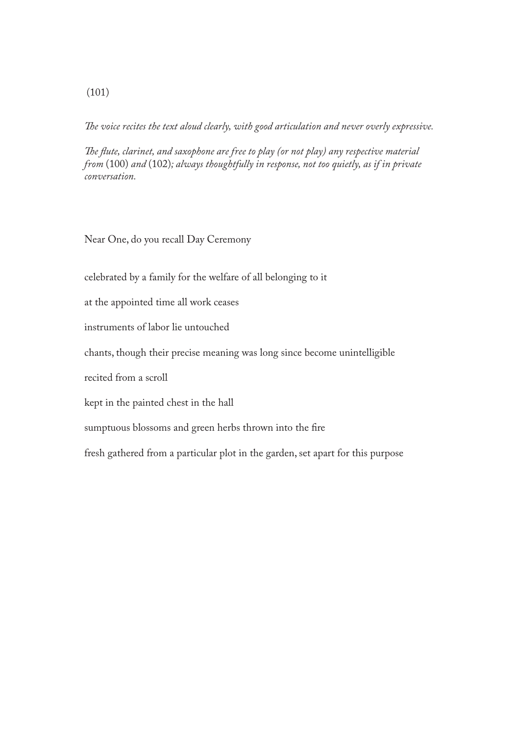(101)

*The voice recites the text aloud clearly, with good articulation and never overly expressive.*

*The flute, clarinet, and saxophone are free to play (or not play) any respective material from* (100) *and* (102)*; always thoughtfully in response, not too quietly, as if in private conversation.*

Near One, do you recall Day Ceremony

celebrated by a family for the welfare of all belonging to it

at the appointed time all work ceases

instruments of labor lie untouched

chants, though their precise meaning was long since become unintelligible

recited from a scroll

kept in the painted chest in the hall

sumptuous blossoms and green herbs thrown into the fire

fresh gathered from a particular plot in the garden, set apart for this purpose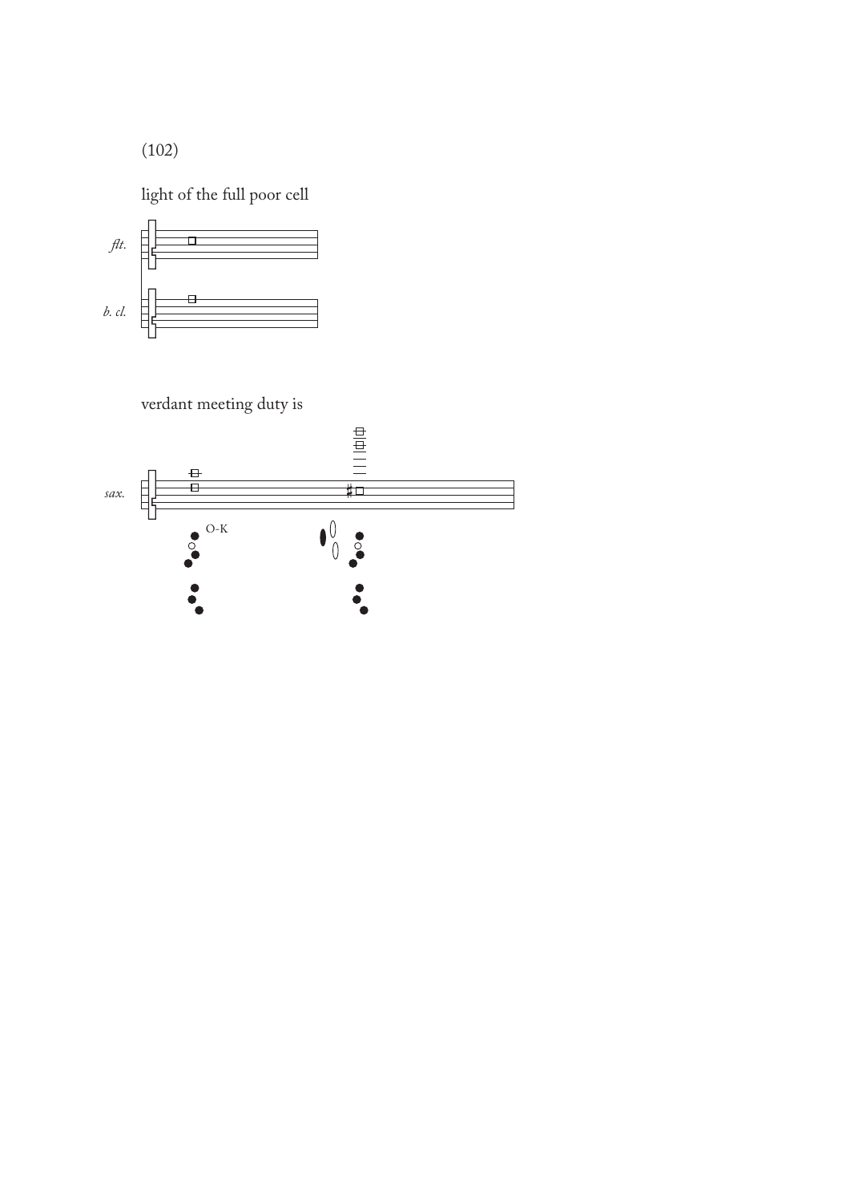(102)

light of the full poor cell

verdant meeting duty is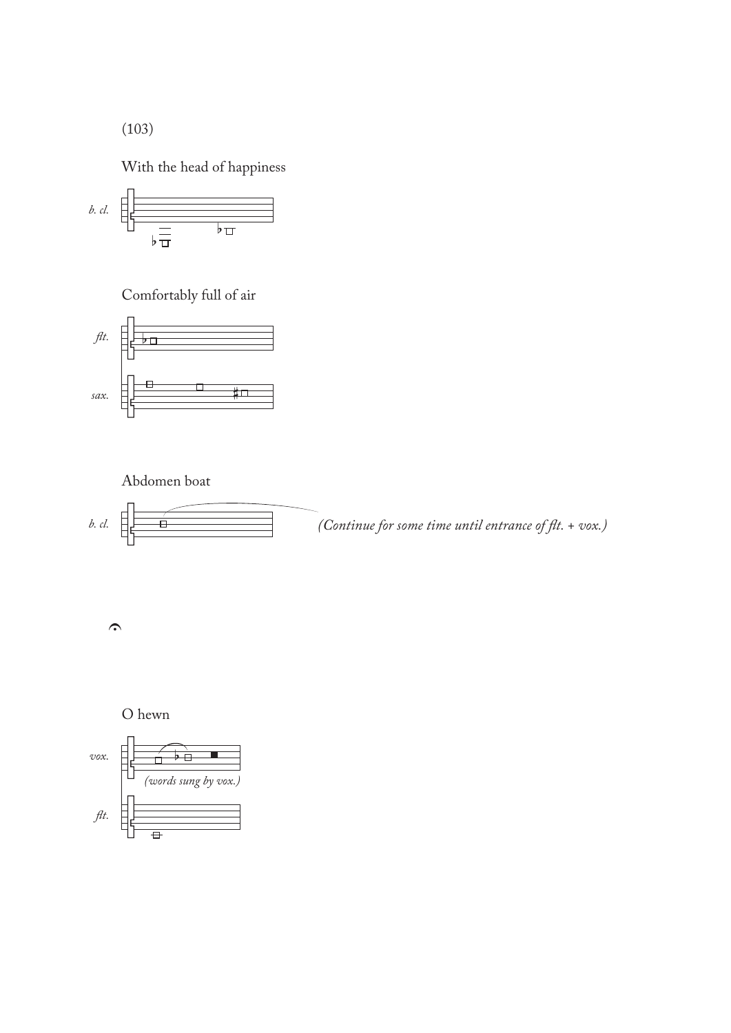(103)

With the head of happiness

*b. cl.*

Comfortably full of air

*flt.*

*sax.*

Abdomen boat

*b. cl.*

*(Continue for some time until entrance of flt. + vox.)*

O hewn

*vox.*

*(words sung by vox.)*

*flt.*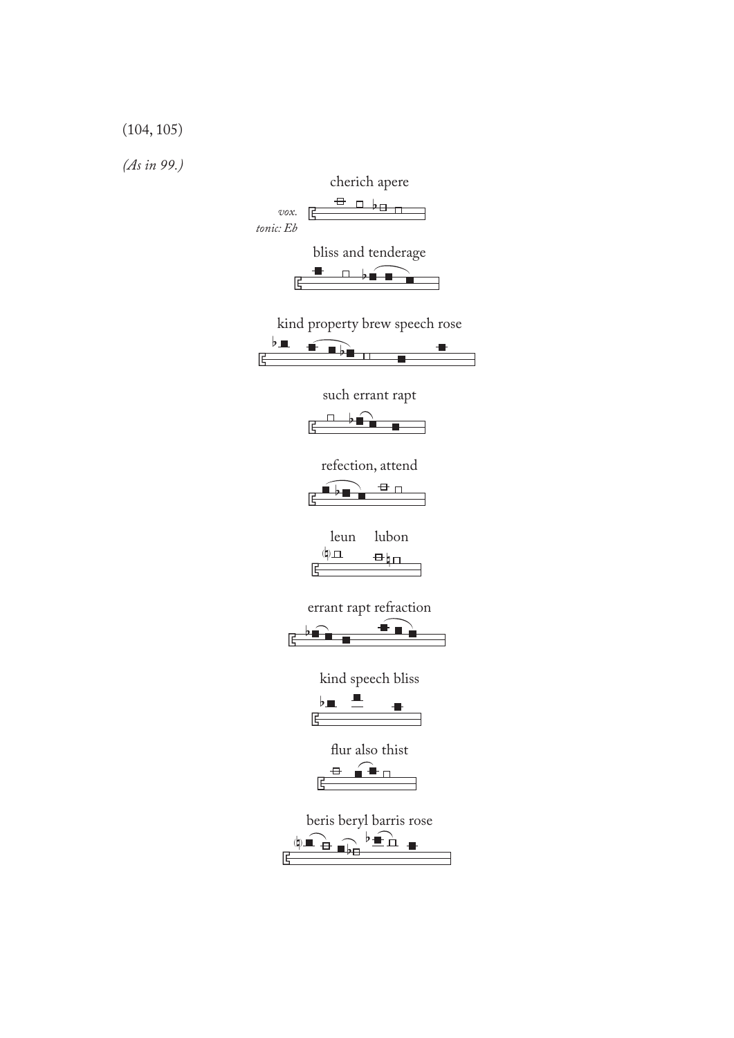(104, 105)

*(As in 99.)*

cherich apere

*vox.*
*tonic: Eb*

bliss and tenderage

kind property brew speech rose

such errant rapt

refection, attend

leun lubon

errant rapt refraction

kind speech bliss

flur also thist

beris beryl barris rose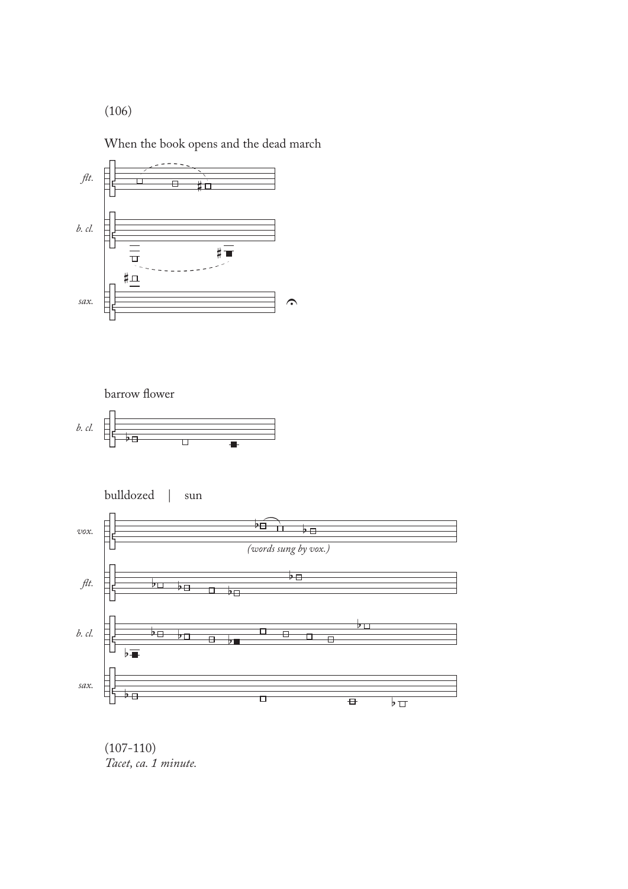(106)

When the book opens and the dead march

*flt.*

*b. cl.*

*sax.*

barrow flower

*b. cl.*

bulldozed | sun

*vox.*

*(words sung by vox.)*

*flt.*

*b. cl.*

*sax.*

(107-110)
*Tacet, ca. 1 minute.*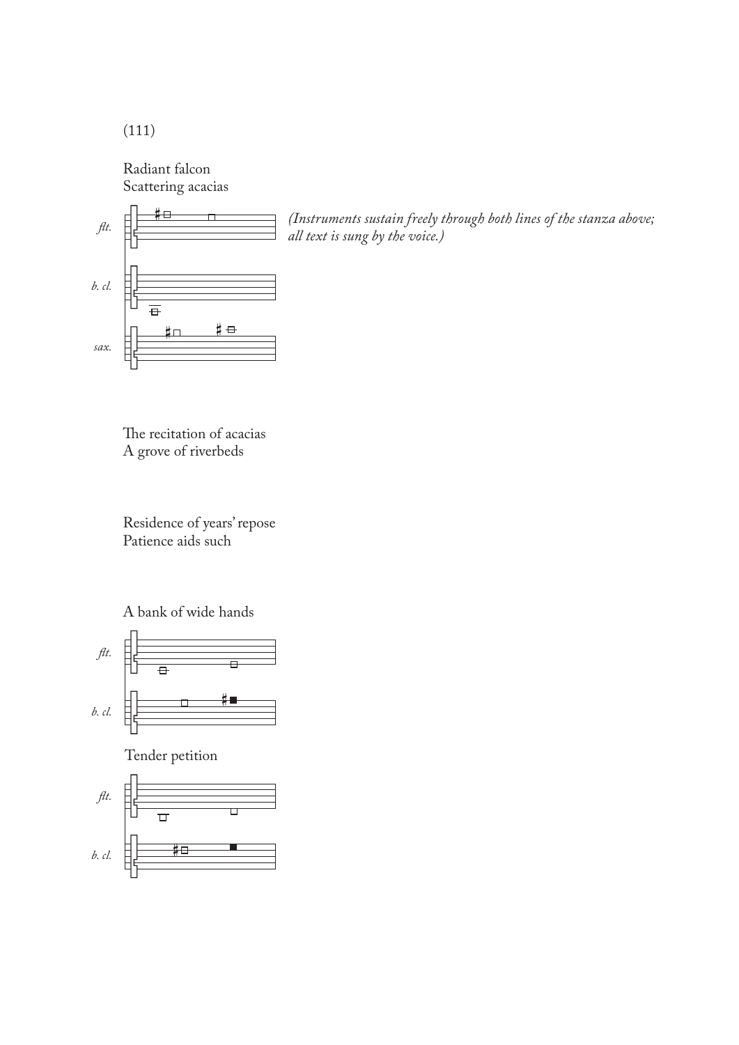(111)

Radiant falcon
Scattering acacias

*flt.*

*b. cl.*

*sax.*

*(Instruments sustain freely through both lines of the stanza above; all text is sung by the voice.)*

The recitation of acacias
A grove of riverbeds

Residence of years' repose
Patience aids such

A bank of wide hands

*flt.*

*b. cl.*

Tender petition

*flt.*

*b. cl.*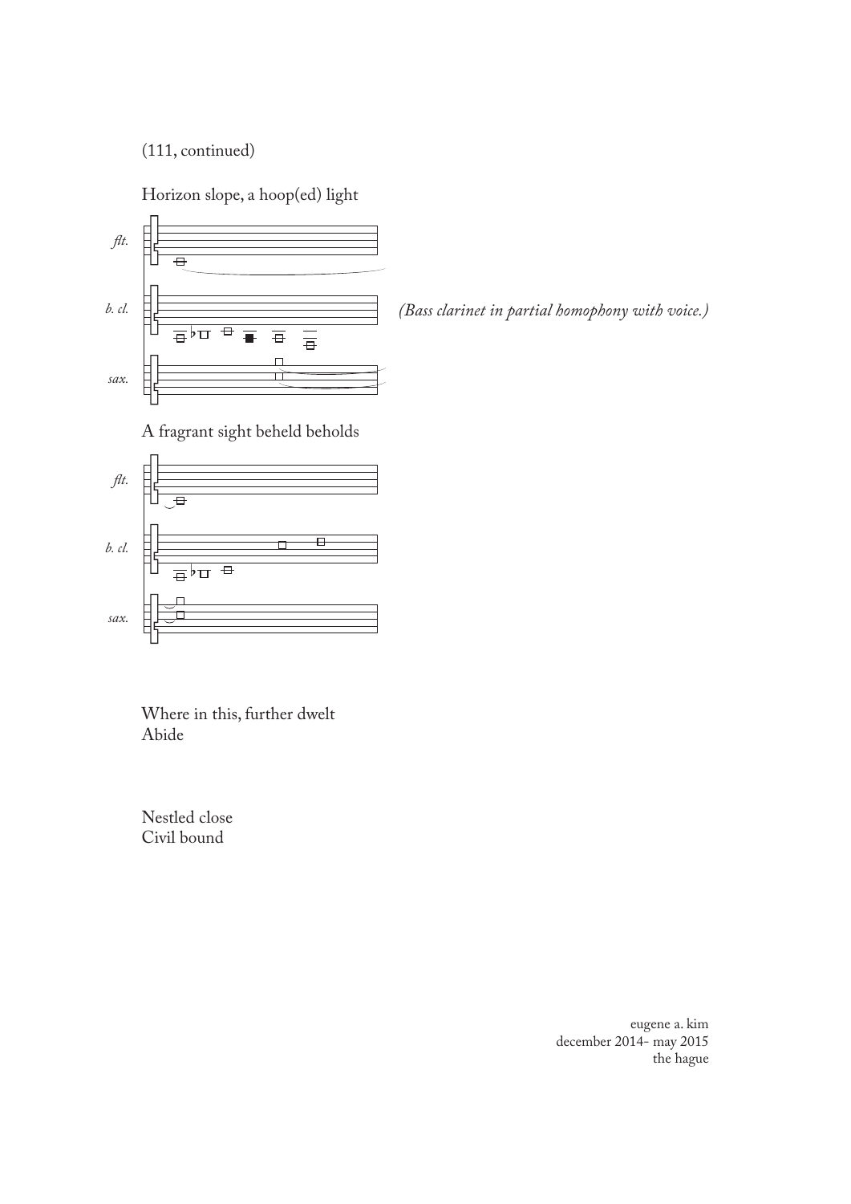(111, continued)

Horizon slope, a hoop(ed) light

*(Bass clarinet in partial homophony with voice.)*

A fragrant sight beheld beholds

Where in this, further dwelt
Abide

Nestled close
Civil bound

eugene a. kim
december 2014- may 2015
the hague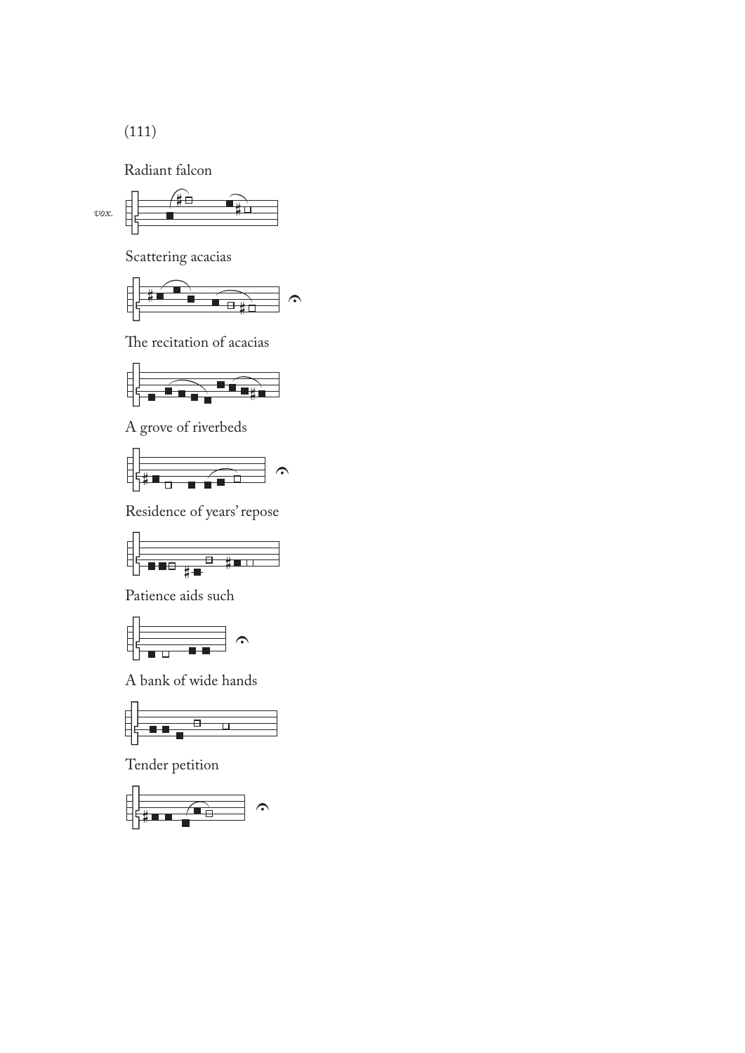(111)

Radiant falcon

*vox.*

Scattering acacias

The recitation of acacias

A grove of riverbeds

Residence of years' repose

Patience aids such

A bank of wide hands

Tender petition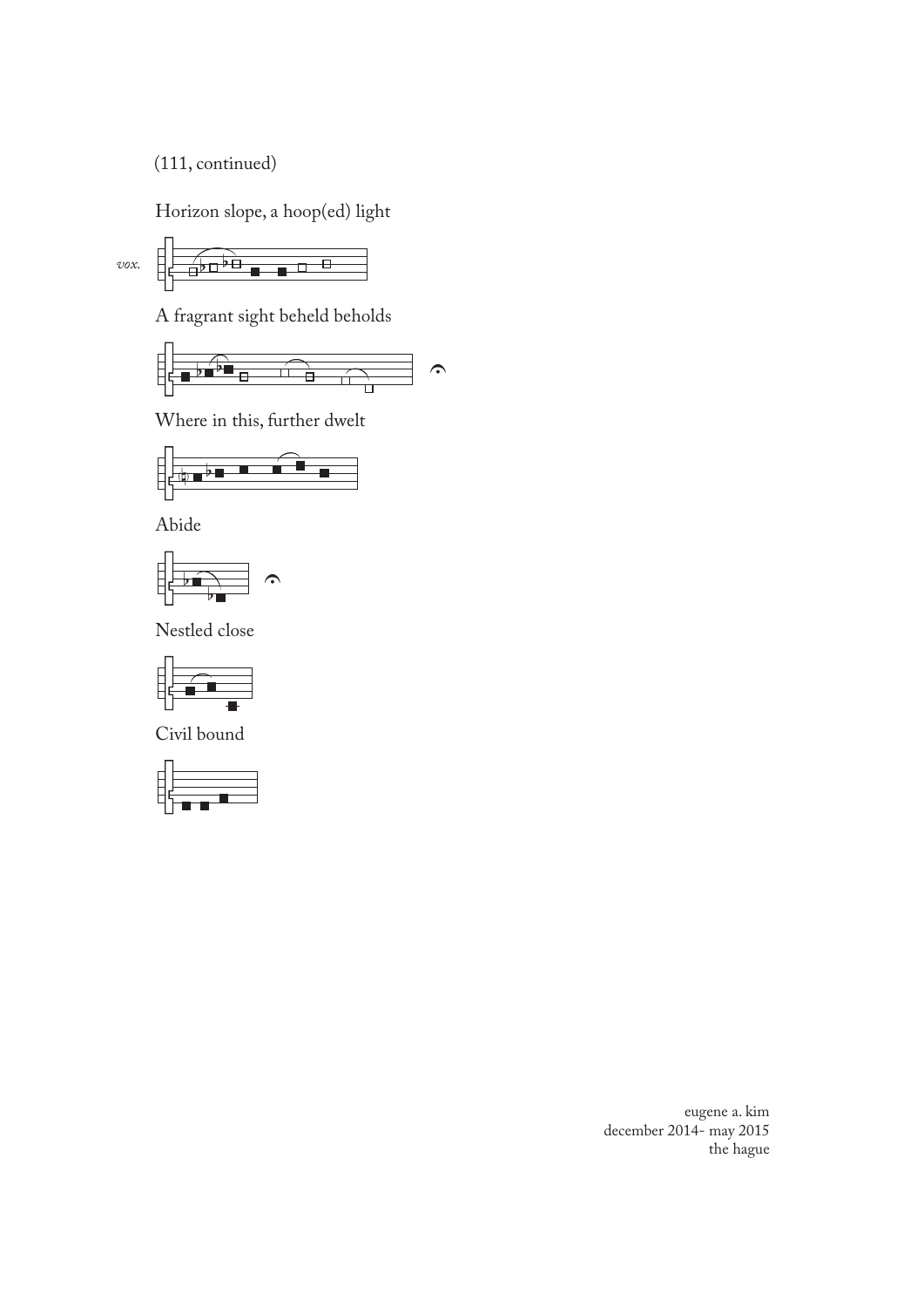(111, continued)

Horizon slope, a hoop(ed) light

*vox.*

A fragrant sight beheld beholds

Where in this, further dwelt

Abide

Nestled close

Civil bound

eugene a. kim
december 2014- may 2015
the hague